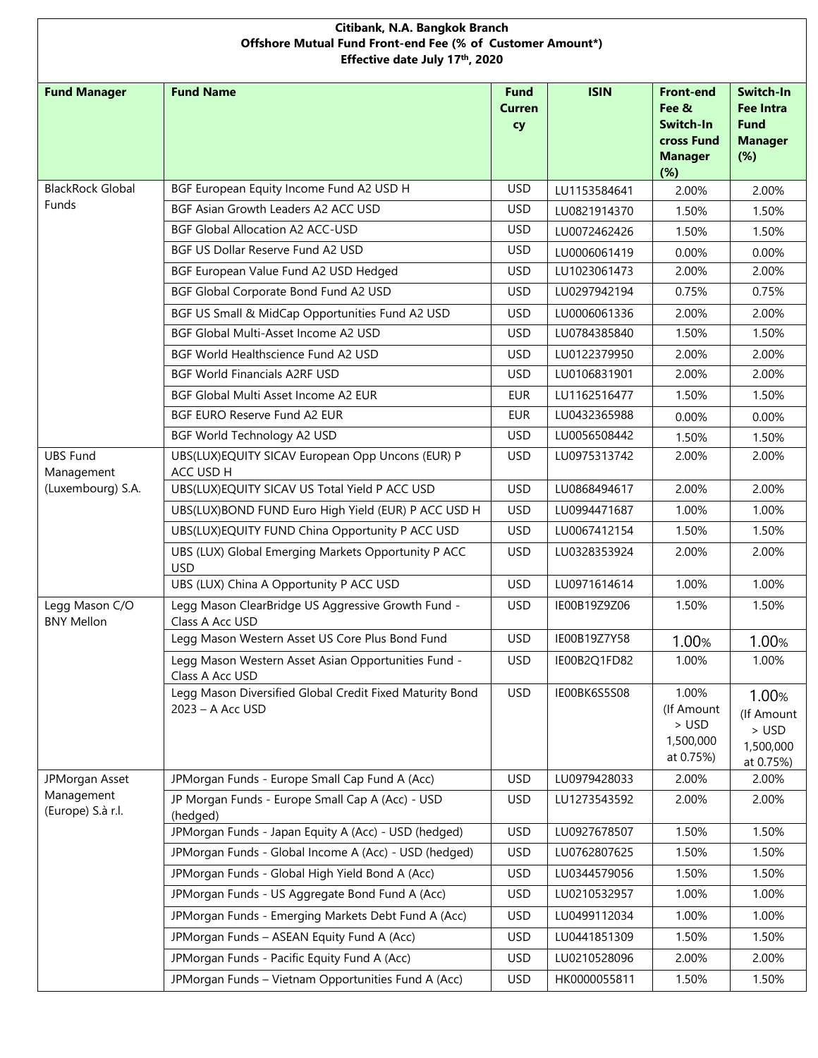**Citibank, N.A. Bangkok Branch**
**Offshore Mutual Fund Front-end Fee (% of Customer Amount*)**
**Effective date July 17th, 2020**

| Fund Manager | Fund Name | Fund Currency | ISIN | Front-end Fee & Switch-In cross Fund Manager (%) | Switch-In Fee Intra Fund Manager (%) |
|---|---|---|---|---|---|
| BlackRock Global Funds | BGF European Equity Income Fund A2 USD H | USD | LU1153584641 | 2.00% | 2.00% |
| | BGF Asian Growth Leaders A2 ACC USD | USD | LU0821914370 | 1.50% | 1.50% |
| | BGF Global Allocation A2 ACC-USD | USD | LU0072462426 | 1.50% | 1.50% |
| | BGF US Dollar Reserve Fund A2 USD | USD | LU0006061419 | 0.00% | 0.00% |
| | BGF European Value Fund A2 USD Hedged | USD | LU1023061473 | 2.00% | 2.00% |
| | BGF Global Corporate Bond Fund A2 USD | USD | LU0297942194 | 0.75% | 0.75% |
| | BGF US Small & MidCap Opportunities Fund A2 USD | USD | LU0006061336 | 2.00% | 2.00% |
| | BGF Global Multi-Asset Income A2 USD | USD | LU0784385840 | 1.50% | 1.50% |
| | BGF World Healthscience Fund A2 USD | USD | LU0122379950 | 2.00% | 2.00% |
| | BGF World Financials A2RF USD | USD | LU0106831901 | 2.00% | 2.00% |
| | BGF Global Multi Asset Income A2 EUR | EUR | LU1162516477 | 1.50% | 1.50% |
| | BGF EURO Reserve Fund A2 EUR | EUR | LU0432365988 | 0.00% | 0.00% |
| | BGF World Technology A2 USD | USD | LU0056508442 | 1.50% | 1.50% |
| UBS Fund Management (Luxembourg) S.A. | UBS(LUX)EQUITY SICAV European Opp Uncons (EUR) P ACC USD H | USD | LU0975313742 | 2.00% | 2.00% |
| | UBS(LUX)EQUITY SICAV US Total Yield P ACC USD | USD | LU0868494617 | 2.00% | 2.00% |
| | UBS(LUX)BOND FUND Euro High Yield (EUR) P ACC USD H | USD | LU0994471687 | 1.00% | 1.00% |
| | UBS(LUX)EQUITY FUND China Opportunity P ACC USD | USD | LU0067412154 | 1.50% | 1.50% |
| | UBS (LUX) Global Emerging Markets Opportunity P ACC USD | USD | LU0328353924 | 2.00% | 2.00% |
| | UBS (LUX) China A Opportunity P ACC USD | USD | LU0971614614 | 1.00% | 1.00% |
| Legg Mason C/O BNY Mellon | Legg Mason ClearBridge US Aggressive Growth Fund - Class A Acc USD | USD | IE00B19Z9Z06 | 1.50% | 1.50% |
| | Legg Mason Western Asset US Core Plus Bond Fund | USD | IE00B19Z7Y58 | 1.00% | 1.00% |
| | Legg Mason Western Asset Asian Opportunities Fund - Class A Acc USD | USD | IE00B2Q1FD82 | 1.00% | 1.00% |
| | Legg Mason Diversified Global Credit Fixed Maturity Bond 2023 – A Acc USD | USD | IE00BK6S5S08 | 1.00% (If Amount > USD 1,500,000 at 0.75%) | 1.00% (If Amount > USD 1,500,000 at 0.75%) |
| JPMorgan Asset Management (Europe) S.à r.l. | JPMorgan Funds - Europe Small Cap Fund A (Acc) | USD | LU0979428033 | 2.00% | 2.00% |
| | JP Morgan Funds - Europe Small Cap A (Acc) - USD (hedged) | USD | LU1273543592 | 2.00% | 2.00% |
| | JPMorgan Funds - Japan Equity A (Acc) - USD (hedged) | USD | LU0927678507 | 1.50% | 1.50% |
| | JPMorgan Funds - Global Income A (Acc) - USD (hedged) | USD | LU0762807625 | 1.50% | 1.50% |
| | JPMorgan Funds - Global High Yield Bond A (Acc) | USD | LU0344579056 | 1.50% | 1.50% |
| | JPMorgan Funds - US Aggregate Bond Fund A (Acc) | USD | LU0210532957 | 1.00% | 1.00% |
| | JPMorgan Funds - Emerging Markets Debt Fund A (Acc) | USD | LU0499112034 | 1.00% | 1.00% |
| | JPMorgan Funds – ASEAN Equity Fund A (Acc) | USD | LU0441851309 | 1.50% | 1.50% |
| | JPMorgan Funds - Pacific Equity Fund A (Acc) | USD | LU0210528096 | 2.00% | 2.00% |
| | JPMorgan Funds – Vietnam Opportunities Fund A (Acc) | USD | HK0000055811 | 1.50% | 1.50% |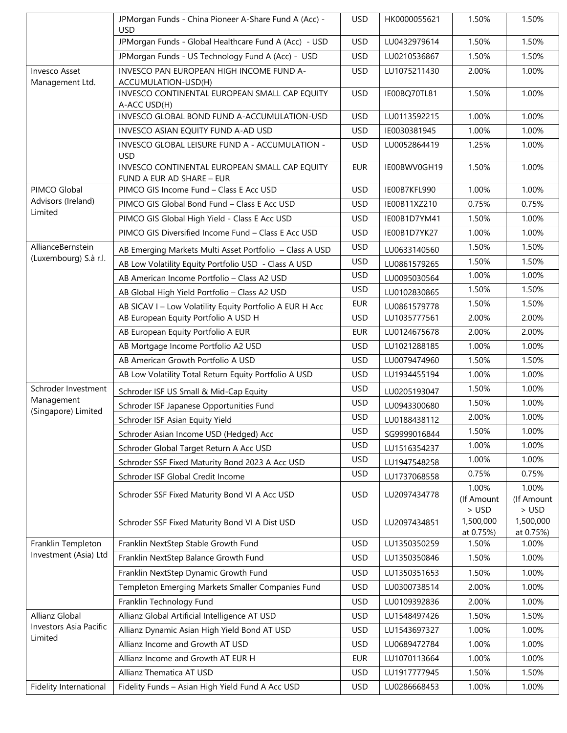| | | | | | |
|---|---|---|---|---|---|
| | JPMorgan Funds - China Pioneer A-Share Fund A (Acc) - USD | USD | HK0000055621 | 1.50% | 1.50% |
| | JPMorgan Funds - Global Healthcare Fund A (Acc) - USD | USD | LU0432979614 | 1.50% | 1.50% |
| | JPMorgan Funds - US Technology Fund A (Acc) - USD | USD | LU0210536867 | 1.50% | 1.50% |
| Invesco Asset Management Ltd. | INVESCO PAN EUROPEAN HIGH INCOME FUND A-ACCUMULATION-USD(H) | USD | LU1075211430 | 2.00% | 1.00% |
| | INVESCO CONTINENTAL EUROPEAN SMALL CAP EQUITY A-ACC USD(H) | USD | IE00BQ70TL81 | 1.50% | 1.00% |
| | INVESCO GLOBAL BOND FUND A-ACCUMULATION-USD | USD | LU0113592215 | 1.00% | 1.00% |
| | INVESCO ASIAN EQUITY FUND A-AD USD | USD | IE0030381945 | 1.00% | 1.00% |
| | INVESCO GLOBAL LEISURE FUND A - ACCUMULATION - USD | USD | LU0052864419 | 1.25% | 1.00% |
| | INVESCO CONTINENTAL EUROPEAN SMALL CAP EQUITY FUND A EUR AD SHARE – EUR | EUR | IE00BWV0GH19 | 1.50% | 1.00% |
| PIMCO Global Advisors (Ireland) Limited | PIMCO GIS Income Fund – Class E Acc USD | USD | IE00B7KFL990 | 1.00% | 1.00% |
| | PIMCO GIS Global Bond Fund – Class E Acc USD | USD | IE00B11XZ210 | 0.75% | 0.75% |
| | PIMCO GIS Global High Yield - Class E Acc USD | USD | IE00B1D7YM41 | 1.50% | 1.00% |
| | PIMCO GIS Diversified Income Fund – Class E Acc USD | USD | IE00B1D7YK27 | 1.00% | 1.00% |
| AllianceBernstein (Luxembourg) S.à r.l. | AB Emerging Markets Multi Asset Portfolio – Class A USD | USD | LU0633140560 | 1.50% | 1.50% |
| | AB Low Volatility Equity Portfolio USD - Class A USD | USD | LU0861579265 | 1.50% | 1.50% |
| | AB American Income Portfolio – Class A2 USD | USD | LU0095030564 | 1.00% | 1.00% |
| | AB Global High Yield Portfolio – Class A2 USD | USD | LU0102830865 | 1.50% | 1.50% |
| | AB SICAV I – Low Volatility Equity Portfolio A EUR H Acc | EUR | LU0861579778 | 1.50% | 1.50% |
| | AB European Equity Portfolio A USD H | USD | LU1035777561 | 2.00% | 2.00% |
| | AB European Equity Portfolio A EUR | EUR | LU0124675678 | 2.00% | 2.00% |
| | AB Mortgage Income Portfolio A2 USD | USD | LU1021288185 | 1.00% | 1.00% |
| | AB American Growth Portfolio A USD | USD | LU0079474960 | 1.50% | 1.50% |
| | AB Low Volatility Total Return Equity Portfolio A USD | USD | LU1934455194 | 1.00% | 1.00% |
| Schroder Investment Management (Singapore) Limited | Schroder ISF US Small & Mid-Cap Equity | USD | LU0205193047 | 1.50% | 1.00% |
| | Schroder ISF Japanese Opportunities Fund | USD | LU0943300680 | 1.50% | 1.00% |
| | Schroder ISF Asian Equity Yield | USD | LU0188438112 | 2.00% | 1.00% |
| | Schroder Asian Income USD (Hedged) Acc | USD | SG9999016844 | 1.50% | 1.00% |
| | Schroder Global Target Return A Acc USD | USD | LU1516354237 | 1.00% | 1.00% |
| | Schroder SSF Fixed Maturity Bond 2023 A Acc USD | USD | LU1947548258 | 1.00% | 1.00% |
| | Schroder ISF Global Credit Income | USD | LU1737068558 | 0.75% | 0.75% |
| | Schroder SSF Fixed Maturity Bond VI A Acc USD | USD | LU2097434778 | 1.00% (If Amount > USD 1,500,000 at 0.75%) | 1.00% (If Amount > USD 1,500,000 at 0.75%) |
| | Schroder SSF Fixed Maturity Bond VI A Dist USD | USD | LU2097434851 | | |
| Franklin Templeton Investment (Asia) Ltd | Franklin NextStep Stable Growth Fund | USD | LU1350350259 | 1.50% | 1.00% |
| | Franklin NextStep Balance Growth Fund | USD | LU1350350846 | 1.50% | 1.00% |
| | Franklin NextStep Dynamic Growth Fund | USD | LU1350351653 | 1.50% | 1.00% |
| | Templeton Emerging Markets Smaller Companies Fund | USD | LU0300738514 | 2.00% | 1.00% |
| | Franklin Technology Fund | USD | LU0109392836 | 2.00% | 1.00% |
| Allianz Global Investors Asia Pacific Limited | Allianz Global Artificial Intelligence AT USD | USD | LU1548497426 | 1.50% | 1.50% |
| | Allianz Dynamic Asian High Yield Bond AT USD | USD | LU1543697327 | 1.00% | 1.00% |
| | Allianz Income and Growth AT USD | USD | LU0689472784 | 1.00% | 1.00% |
| | Allianz Income and Growth AT EUR H | EUR | LU1070113664 | 1.00% | 1.00% |
| | Allianz Thematica AT USD | USD | LU1917777945 | 1.50% | 1.50% |
| Fidelity International | Fidelity Funds – Asian High Yield Fund A Acc USD | USD | LU0286668453 | 1.00% | 1.00% |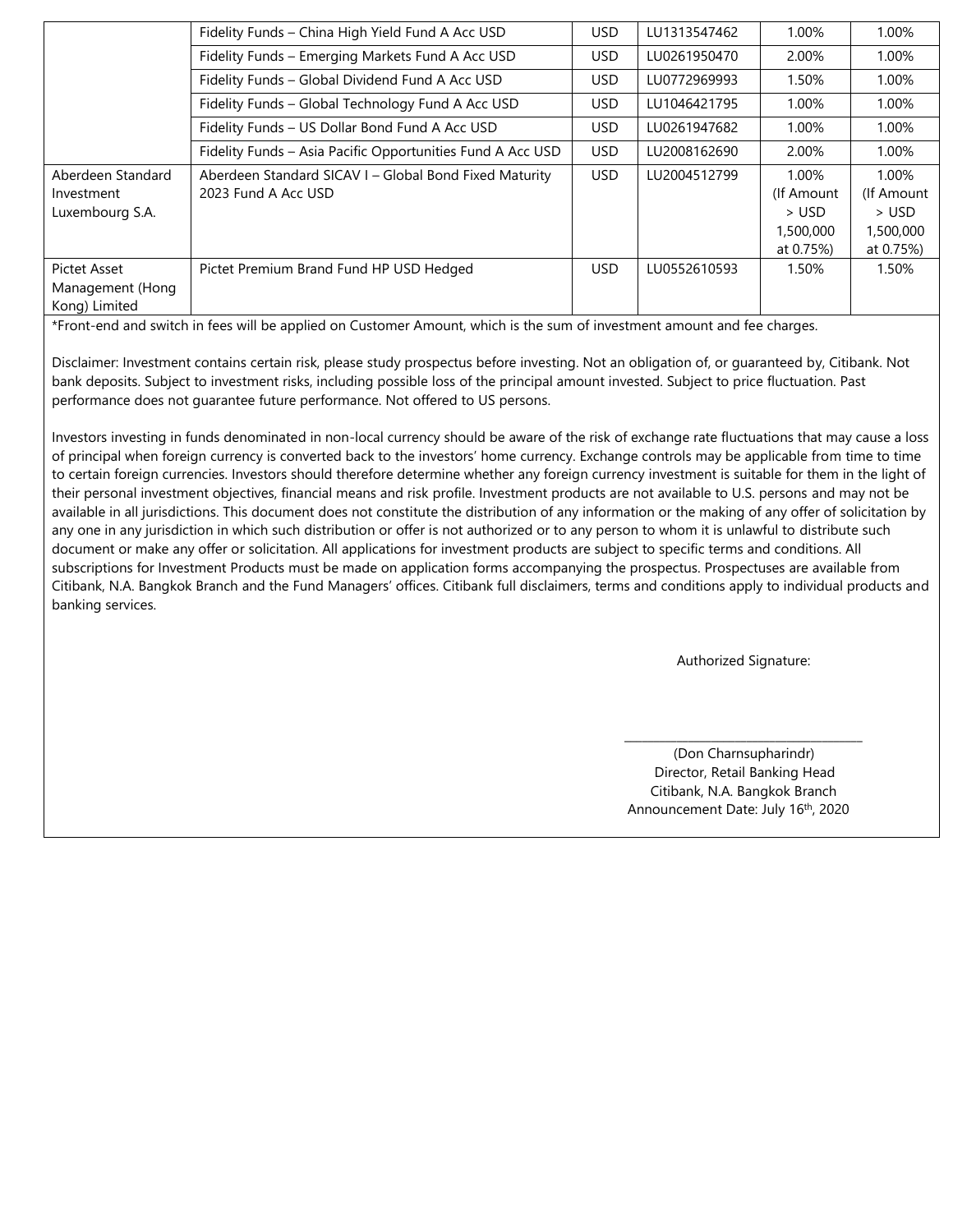| | | | | | |
|---|---|---|---|---|---|
| | Fidelity Funds – China High Yield Fund A Acc USD | USD | LU1313547462 | 1.00% | 1.00% |
| | Fidelity Funds – Emerging Markets Fund A Acc USD | USD | LU0261950470 | 2.00% | 1.00% |
| | Fidelity Funds – Global Dividend Fund A Acc USD | USD | LU0772969993 | 1.50% | 1.00% |
| | Fidelity Funds – Global Technology Fund A Acc USD | USD | LU1046421795 | 1.00% | 1.00% |
| | Fidelity Funds – US Dollar Bond Fund A Acc USD | USD | LU0261947682 | 1.00% | 1.00% |
| | Fidelity Funds – Asia Pacific Opportunities Fund A Acc USD | USD | LU2008162690 | 2.00% | 1.00% |
| Aberdeen Standard Investment Luxembourg S.A. | Aberdeen Standard SICAV I – Global Bond Fixed Maturity 2023 Fund A Acc USD | USD | LU2004512799 | 1.00% (If Amount > USD 1,500,000 at 0.75%) | 1.00% (If Amount > USD 1,500,000 at 0.75%) |
| Pictet Asset Management (Hong Kong) Limited | Pictet Premium Brand Fund HP USD Hedged | USD | LU0552610593 | 1.50% | 1.50% |

*Front-end and switch in fees will be applied on Customer Amount, which is the sum of investment amount and fee charges.

Disclaimer: Investment contains certain risk, please study prospectus before investing. Not an obligation of, or guaranteed by, Citibank. Not bank deposits. Subject to investment risks, including possible loss of the principal amount invested. Subject to price fluctuation. Past performance does not guarantee future performance. Not offered to US persons.

Investors investing in funds denominated in non-local currency should be aware of the risk of exchange rate fluctuations that may cause a loss of principal when foreign currency is converted back to the investors' home currency. Exchange controls may be applicable from time to time to certain foreign currencies. Investors should therefore determine whether any foreign currency investment is suitable for them in the light of their personal investment objectives, financial means and risk profile. Investment products are not available to U.S. persons and may not be available in all jurisdictions. This document does not constitute the distribution of any information or the making of any offer of solicitation by any one in any jurisdiction in which such distribution or offer is not authorized or to any person to whom it is unlawful to distribute such document or make any offer or solicitation. All applications for investment products are subject to specific terms and conditions. All subscriptions for Investment Products must be made on application forms accompanying the prospectus. Prospectuses are available from Citibank, N.A. Bangkok Branch and the Fund Managers' offices. Citibank full disclaimers, terms and conditions apply to individual products and banking services.

Authorized Signature:

\_\_\_\_\_\_\_\_\_\_\_\_\_\_\_\_\_\_\_\_\_\_\_\_\_\_\_\_\_\_\_\_\_\_\_\_

(Don Charnsupharindr)
Director, Retail Banking Head
Citibank, N.A. Bangkok Branch
Announcement Date: July 16th, 2020